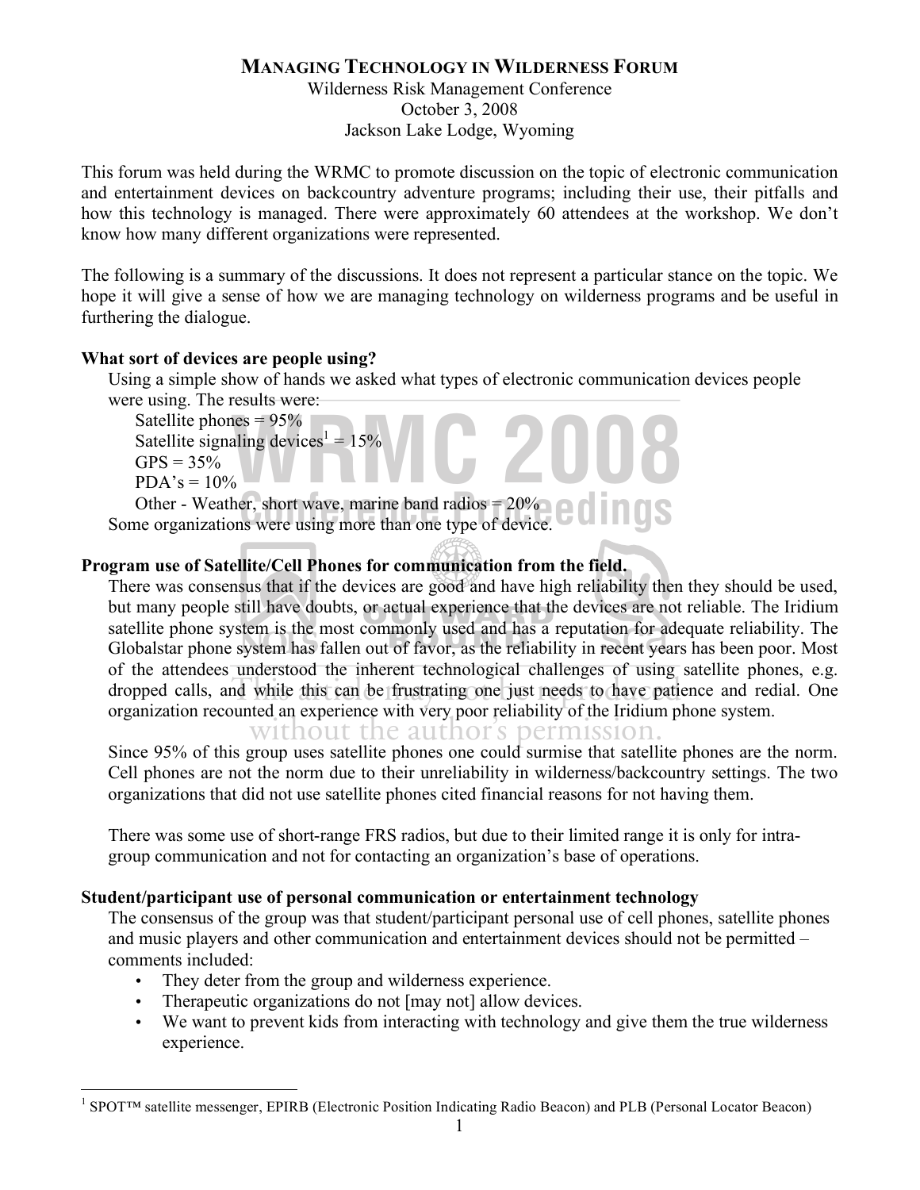# MANAGING TECHNOLOGY IN WILDERNESS FORUM

Wilderness Risk Management Conference
October 3, 2008
Jackson Lake Lodge, Wyoming

This forum was held during the WRMC to promote discussion on the topic of electronic communication and entertainment devices on backcountry adventure programs; including their use, their pitfalls and how this technology is managed. There were approximately 60 attendees at the workshop. We don't know how many different organizations were represented.

The following is a summary of the discussions. It does not represent a particular stance on the topic. We hope it will give a sense of how we are managing technology on wilderness programs and be useful in furthering the dialogue.

### What sort of devices are people using?

Using a simple show of hands we asked what types of electronic communication devices people were using. The results were:

- Satellite phones = 95%
- Satellite signaling devices[1] = 15%
- GPS = 35%
- PDA's = 10%
- Other - Weather, short wave, marine band radios = 20%

Some organizations were using more than one type of device.

### Program use of Satellite/Cell Phones for communication from the field.

There was consensus that if the devices are good and have high reliability then they should be used, but many people still have doubts, or actual experience that the devices are not reliable. The Iridium satellite phone system is the most commonly used and has a reputation for adequate reliability. The Globalstar phone system has fallen out of favor, as the reliability in recent years has been poor. Most of the attendees understood the inherent technological challenges of using satellite phones, e.g. dropped calls, and while this can be frustrating one just needs to have patience and redial. One organization recounted an experience with very poor reliability of the Iridium phone system.

Since 95% of this group uses satellite phones one could surmise that satellite phones are the norm. Cell phones are not the norm due to their unreliability in wilderness/backcountry settings. The two organizations that did not use satellite phones cited financial reasons for not having them.

There was some use of short-range FRS radios, but due to their limited range it is only for intra-group communication and not for contacting an organization's base of operations.

### Student/participant use of personal communication or entertainment technology

The consensus of the group was that student/participant personal use of cell phones, satellite phones and music players and other communication and entertainment devices should not be permitted – comments included:

- They deter from the group and wilderness experience.
- Therapeutic organizations do not [may not] allow devices.
- We want to prevent kids from interacting with technology and give them the true wilderness experience.

---

[1] SPOT™ satellite messenger, EPIRB (Electronic Position Indicating Radio Beacon) and PLB (Personal Locator Beacon)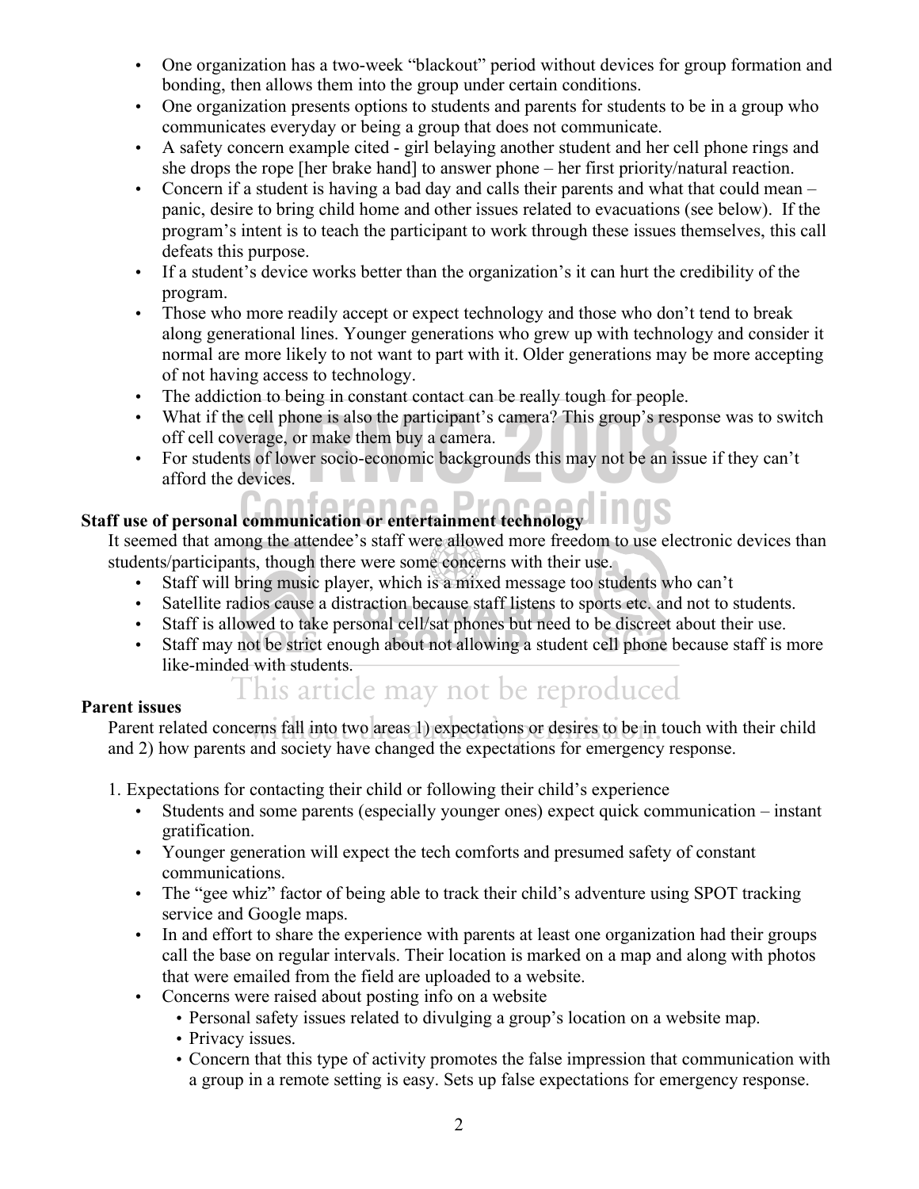- One organization has a two-week "blackout" period without devices for group formation and bonding, then allows them into the group under certain conditions.
- One organization presents options to students and parents for students to be in a group who communicates everyday or being a group that does not communicate.
- A safety concern example cited - girl belaying another student and her cell phone rings and she drops the rope [her brake hand] to answer phone – her first priority/natural reaction.
- Concern if a student is having a bad day and calls their parents and what that could mean – panic, desire to bring child home and other issues related to evacuations (see below). If the program's intent is to teach the participant to work through these issues themselves, this call defeats this purpose.
- If a student's device works better than the organization's it can hurt the credibility of the program.
- Those who more readily accept or expect technology and those who don't tend to break along generational lines. Younger generations who grew up with technology and consider it normal are more likely to not want to part with it. Older generations may be more accepting of not having access to technology.
- The addiction to being in constant contact can be really tough for people.
- What if the cell phone is also the participant's camera? This group's response was to switch off cell coverage, or make them buy a camera.
- For students of lower socio-economic backgrounds this may not be an issue if they can't afford the devices.

**Staff use of personal communication or entertainment technology**

It seemed that among the attendee's staff were allowed more freedom to use electronic devices than students/participants, though there were some concerns with their use.

- Staff will bring music player, which is a mixed message too students who can't
- Satellite radios cause a distraction because staff listens to sports etc. and not to students.
- Staff is allowed to take personal cell/sat phones but need to be discreet about their use.
- Staff may not be strict enough about not allowing a student cell phone because staff is more like-minded with students.

**Parent issues**

Parent related concerns fall into two areas 1) expectations or desires to be in touch with their child and 2) how parents and society have changed the expectations for emergency response.

1. Expectations for contacting their child or following their child's experience
   - Students and some parents (especially younger ones) expect quick communication – instant gratification.
   - Younger generation will expect the tech comforts and presumed safety of constant communications.
   - The "gee whiz" factor of being able to track their child's adventure using SPOT tracking service and Google maps.
   - In and effort to share the experience with parents at least one organization had their groups call the base on regular intervals. Their location is marked on a map and along with photos that were emailed from the field are uploaded to a website.
   - Concerns were raised about posting info on a website
     - Personal safety issues related to divulging a group's location on a website map.
     - Privacy issues.
     - Concern that this type of activity promotes the false impression that communication with a group in a remote setting is easy. Sets up false expectations for emergency response.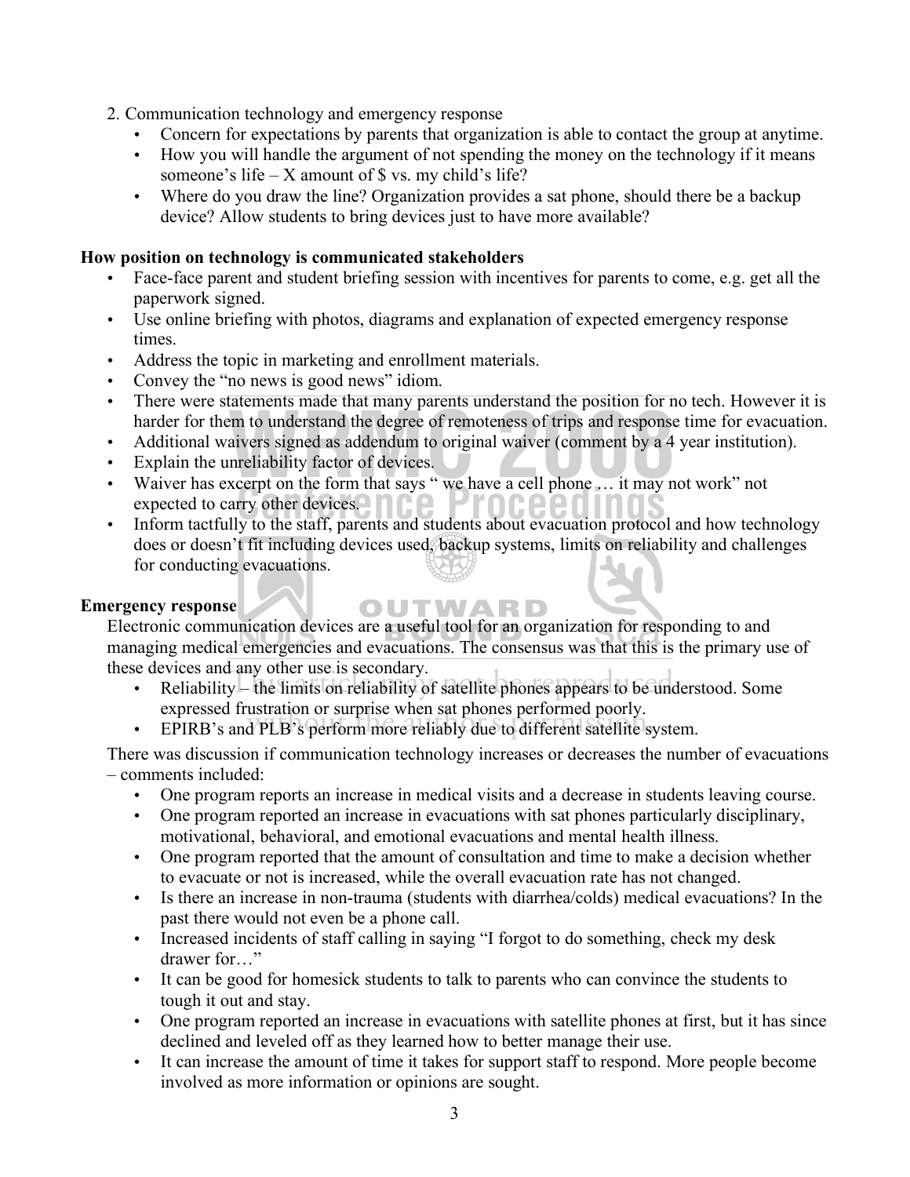2. Communication technology and emergency response
   - Concern for expectations by parents that organization is able to contact the group at anytime.
   - How you will handle the argument of not spending the money on the technology if it means someone's life – X amount of $ vs. my child's life?
   - Where do you draw the line? Organization provides a sat phone, should there be a backup device? Allow students to bring devices just to have more available?

**How position on technology is communicated stakeholders**

- Face-face parent and student briefing session with incentives for parents to come, e.g. get all the paperwork signed.
- Use online briefing with photos, diagrams and explanation of expected emergency response times.
- Address the topic in marketing and enrollment materials.
- Convey the "no news is good news" idiom.
- There were statements made that many parents understand the position for no tech. However it is harder for them to understand the degree of remoteness of trips and response time for evacuation.
- Additional waivers signed as addendum to original waiver (comment by a 4 year institution).
- Explain the unreliability factor of devices.
- Waiver has excerpt on the form that says " we have a cell phone … it may not work" not expected to carry other devices.
- Inform tactfully to the staff, parents and students about evacuation protocol and how technology does or doesn't fit including devices used, backup systems, limits on reliability and challenges for conducting evacuations.

**Emergency response**

Electronic communication devices are a useful tool for an organization for responding to and managing medical emergencies and evacuations. The consensus was that this is the primary use of these devices and any other use is secondary.

- Reliability – the limits on reliability of satellite phones appears to be understood. Some expressed frustration or surprise when sat phones performed poorly.
- EPIRB's and PLB's perform more reliably due to different satellite system.

There was discussion if communication technology increases or decreases the number of evacuations – comments included:

- One program reports an increase in medical visits and a decrease in students leaving course.
- One program reported an increase in evacuations with sat phones particularly disciplinary, motivational, behavioral, and emotional evacuations and mental health illness.
- One program reported that the amount of consultation and time to make a decision whether to evacuate or not is increased, while the overall evacuation rate has not changed.
- Is there an increase in non-trauma (students with diarrhea/colds) medical evacuations? In the past there would not even be a phone call.
- Increased incidents of staff calling in saying "I forgot to do something, check my desk drawer for…"
- It can be good for homesick students to talk to parents who can convince the students to tough it out and stay.
- One program reported an increase in evacuations with satellite phones at first, but it has since declined and leveled off as they learned how to better manage their use.
- It can increase the amount of time it takes for support staff to respond. More people become involved as more information or opinions are sought.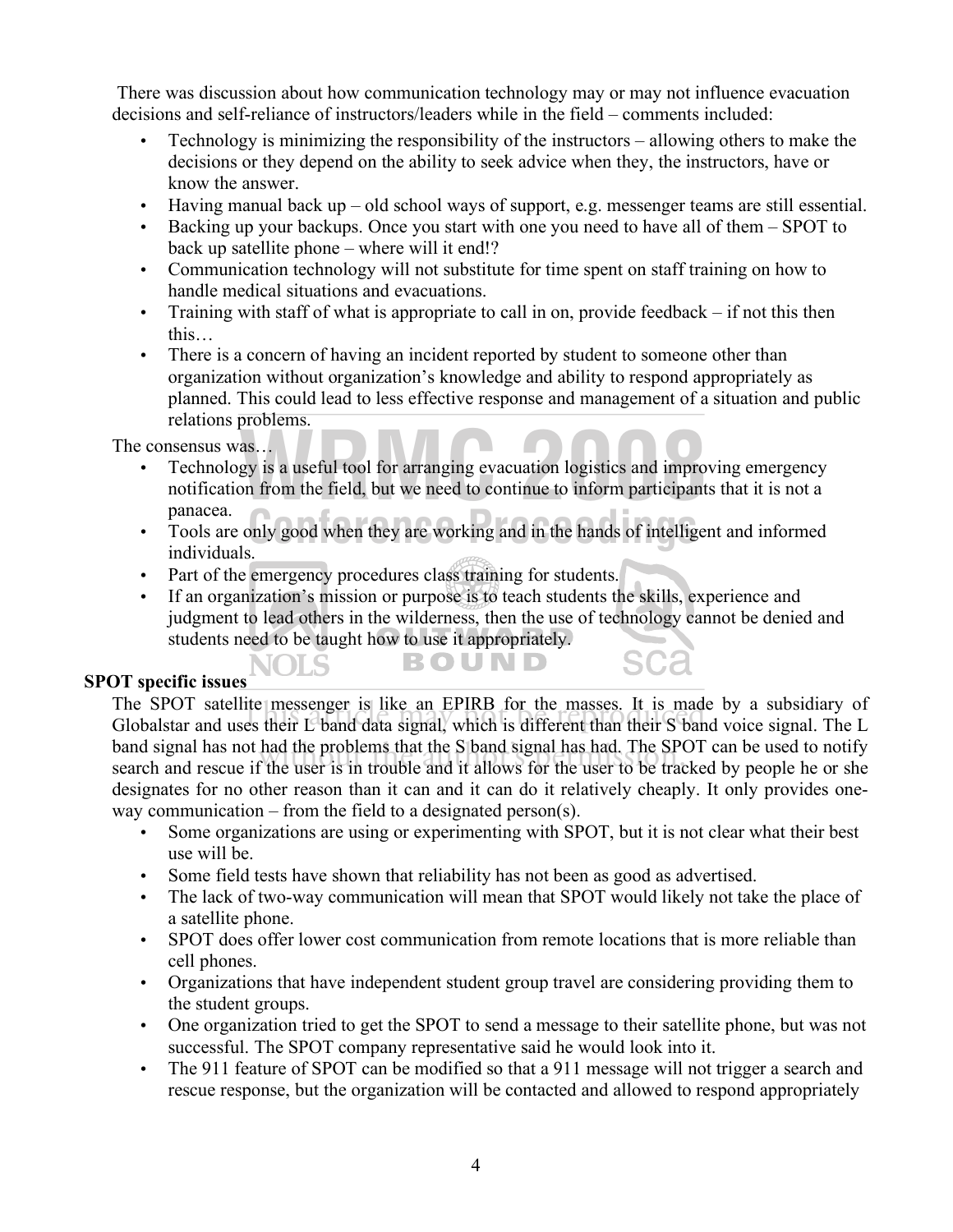There was discussion about how communication technology may or may not influence evacuation decisions and self-reliance of instructors/leaders while in the field – comments included:

- Technology is minimizing the responsibility of the instructors – allowing others to make the decisions or they depend on the ability to seek advice when they, the instructors, have or know the answer.
- Having manual back up – old school ways of support, e.g. messenger teams are still essential.
- Backing up your backups. Once you start with one you need to have all of them – SPOT to back up satellite phone – where will it end!?
- Communication technology will not substitute for time spent on staff training on how to handle medical situations and evacuations.
- Training with staff of what is appropriate to call in on, provide feedback – if not this then this…
- There is a concern of having an incident reported by student to someone other than organization without organization's knowledge and ability to respond appropriately as planned. This could lead to less effective response and management of a situation and public relations problems.

The consensus was…

- Technology is a useful tool for arranging evacuation logistics and improving emergency notification from the field, but we need to continue to inform participants that it is not a panacea.
- Tools are only good when they are working and in the hands of intelligent and informed individuals.
- Part of the emergency procedures class training for students.
- If an organization's mission or purpose is to teach students the skills, experience and judgment to lead others in the wilderness, then the use of technology cannot be denied and students need to be taught how to use it appropriately.

**SPOT specific issues**

The SPOT satellite messenger is like an EPIRB for the masses. It is made by a subsidiary of Globalstar and uses their L band data signal, which is different than their S band voice signal. The L band signal has not had the problems that the S band signal has had. The SPOT can be used to notify search and rescue if the user is in trouble and it allows for the user to be tracked by people he or she designates for no other reason than it can and it can do it relatively cheaply. It only provides one-way communication – from the field to a designated person(s).

- Some organizations are using or experimenting with SPOT, but it is not clear what their best use will be.
- Some field tests have shown that reliability has not been as good as advertised.
- The lack of two-way communication will mean that SPOT would likely not take the place of a satellite phone.
- SPOT does offer lower cost communication from remote locations that is more reliable than cell phones.
- Organizations that have independent student group travel are considering providing them to the student groups.
- One organization tried to get the SPOT to send a message to their satellite phone, but was not successful. The SPOT company representative said he would look into it.
- The 911 feature of SPOT can be modified so that a 911 message will not trigger a search and rescue response, but the organization will be contacted and allowed to respond appropriately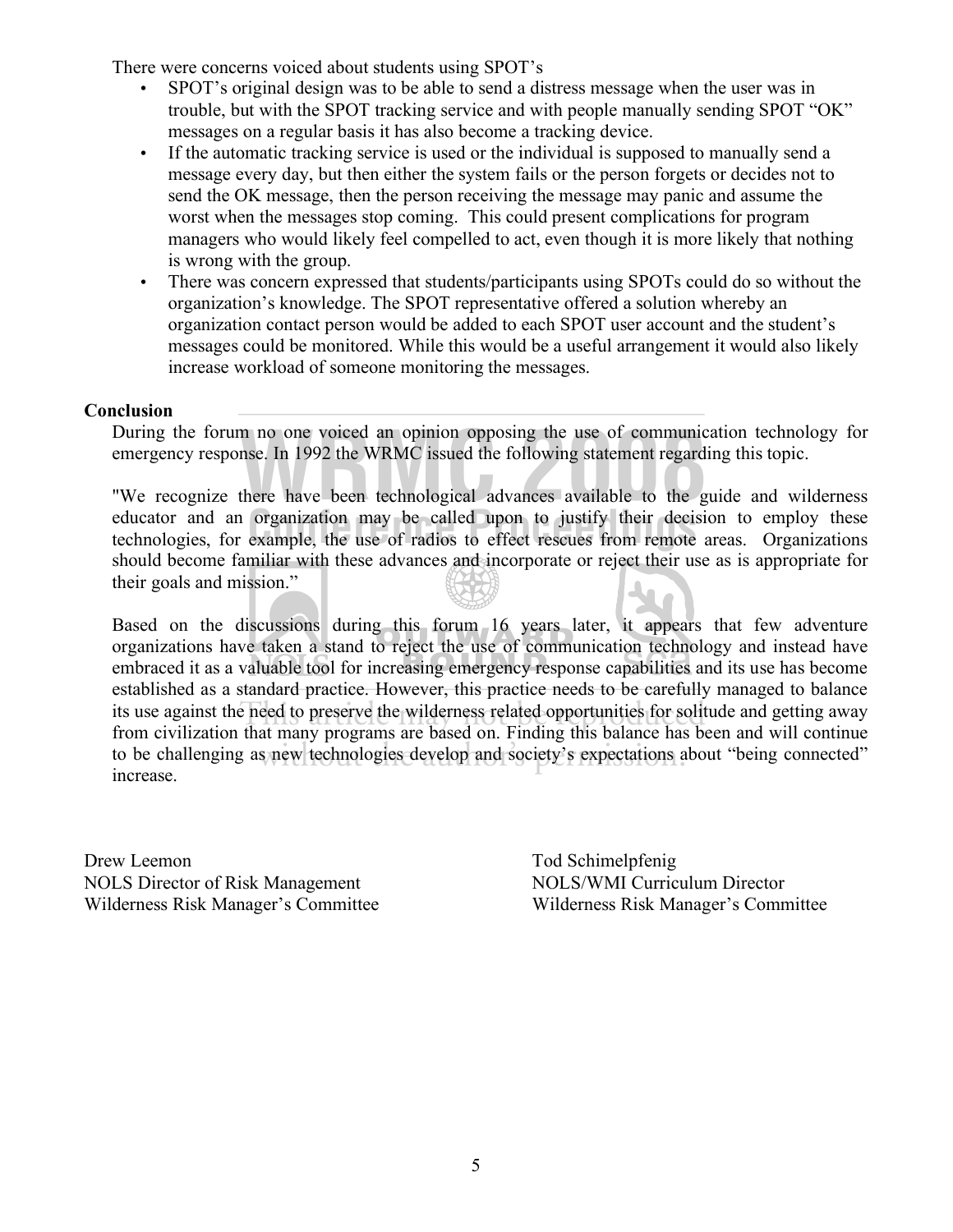There were concerns voiced about students using SPOT's

- SPOT's original design was to be able to send a distress message when the user was in trouble, but with the SPOT tracking service and with people manually sending SPOT "OK" messages on a regular basis it has also become a tracking device.
- If the automatic tracking service is used or the individual is supposed to manually send a message every day, but then either the system fails or the person forgets or decides not to send the OK message, then the person receiving the message may panic and assume the worst when the messages stop coming. This could present complications for program managers who would likely feel compelled to act, even though it is more likely that nothing is wrong with the group.
- There was concern expressed that students/participants using SPOTs could do so without the organization's knowledge. The SPOT representative offered a solution whereby an organization contact person would be added to each SPOT user account and the student's messages could be monitored. While this would be a useful arrangement it would also likely increase workload of someone monitoring the messages.

**Conclusion**

During the forum no one voiced an opinion opposing the use of communication technology for emergency response. In 1992 the WRMC issued the following statement regarding this topic.

"We recognize there have been technological advances available to the guide and wilderness educator and an organization may be called upon to justify their decision to employ these technologies, for example, the use of radios to effect rescues from remote areas. Organizations should become familiar with these advances and incorporate or reject their use as is appropriate for their goals and mission."

Based on the discussions during this forum 16 years later, it appears that few adventure organizations have taken a stand to reject the use of communication technology and instead have embraced it as a valuable tool for increasing emergency response capabilities and its use has become established as a standard practice. However, this practice needs to be carefully managed to balance its use against the need to preserve the wilderness related opportunities for solitude and getting away from civilization that many programs are based on. Finding this balance has been and will continue to be challenging as new technologies develop and society's expectations about "being connected" increase.

Drew Leemon
NOLS Director of Risk Management
Wilderness Risk Manager's Committee

Tod Schimelpfenig
NOLS/WMI Curriculum Director
Wilderness Risk Manager's Committee